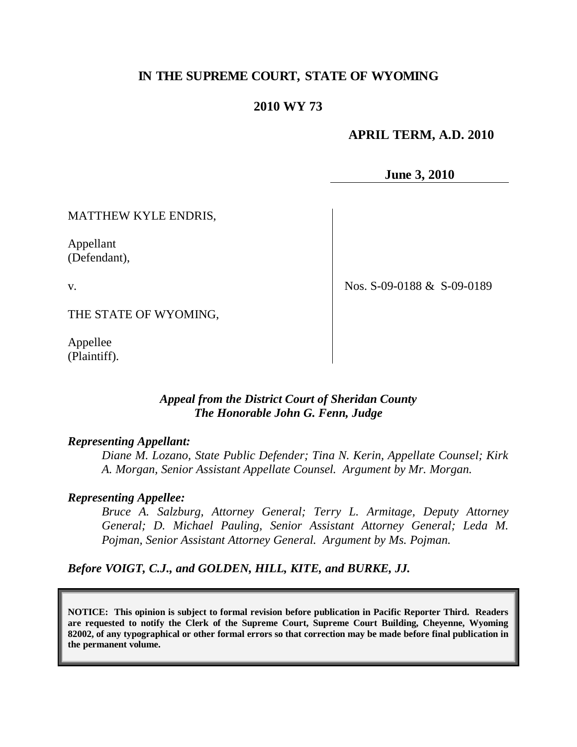# IN THE SUPREME COURT, STATE OF WYOMING

## 2010 WY 73

**APRIL TERM, A.D. 2010**

**June 3, 2010**

MATTHEW KYLE ENDRIS,

Appellant
(Defendant),

v.

THE STATE OF WYOMING,

Appellee
(Plaintiff).

Nos. S-09-0188 & S-09-0189

*Appeal from the District Court of Sheridan County*
*The Honorable John G. Fenn, Judge*

***Representing Appellant:***

*Diane M. Lozano, State Public Defender; Tina N. Kerin, Appellate Counsel; Kirk A. Morgan, Senior Assistant Appellate Counsel. Argument by Mr. Morgan.*

***Representing Appellee:***

*Bruce A. Salzburg, Attorney General; Terry L. Armitage, Deputy Attorney General; D. Michael Pauling, Senior Assistant Attorney General; Leda M. Pojman, Senior Assistant Attorney General. Argument by Ms. Pojman.*

***Before VOIGT, C.J., and GOLDEN, HILL, KITE, and BURKE, JJ.***

**NOTICE: This opinion is subject to formal revision before publication in Pacific Reporter Third. Readers are requested to notify the Clerk of the Supreme Court, Supreme Court Building, Cheyenne, Wyoming 82002, of any typographical or other formal errors so that correction may be made before final publication in the permanent volume.**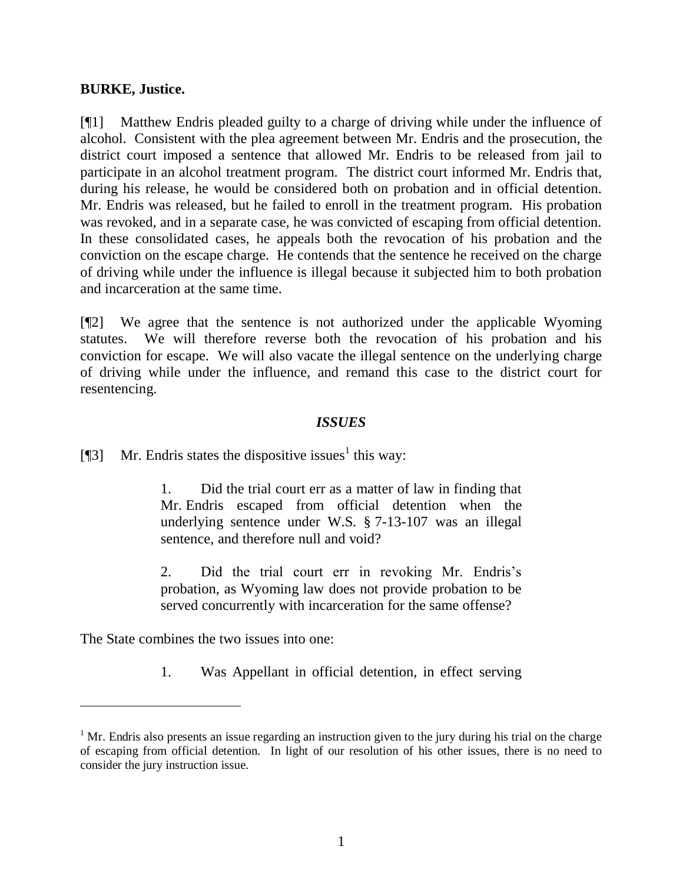**BURKE, Justice.**

[¶1] Matthew Endris pleaded guilty to a charge of driving while under the influence of alcohol. Consistent with the plea agreement between Mr. Endris and the prosecution, the district court imposed a sentence that allowed Mr. Endris to be released from jail to participate in an alcohol treatment program. The district court informed Mr. Endris that, during his release, he would be considered both on probation and in official detention. Mr. Endris was released, but he failed to enroll in the treatment program. His probation was revoked, and in a separate case, he was convicted of escaping from official detention. In these consolidated cases, he appeals both the revocation of his probation and the conviction on the escape charge. He contends that the sentence he received on the charge of driving while under the influence is illegal because it subjected him to both probation and incarceration at the same time.

[¶2] We agree that the sentence is not authorized under the applicable Wyoming statutes. We will therefore reverse both the revocation of his probation and his conviction for escape. We will also vacate the illegal sentence on the underlying charge of driving while under the influence, and remand this case to the district court for resentencing.

### *ISSUES*

[¶3] Mr. Endris states the dispositive issues[1] this way:

> 1. Did the trial court err as a matter of law in finding that Mr. Endris escaped from official detention when the underlying sentence under W.S. § 7-13-107 was an illegal sentence, and therefore null and void?
>
> 2. Did the trial court err in revoking Mr. Endris's probation, as Wyoming law does not provide probation to be served concurrently with incarceration for the same offense?

The State combines the two issues into one:

> 1. Was Appellant in official detention, in effect serving

[1] Mr. Endris also presents an issue regarding an instruction given to the jury during his trial on the charge of escaping from official detention. In light of our resolution of his other issues, there is no need to consider the jury instruction issue.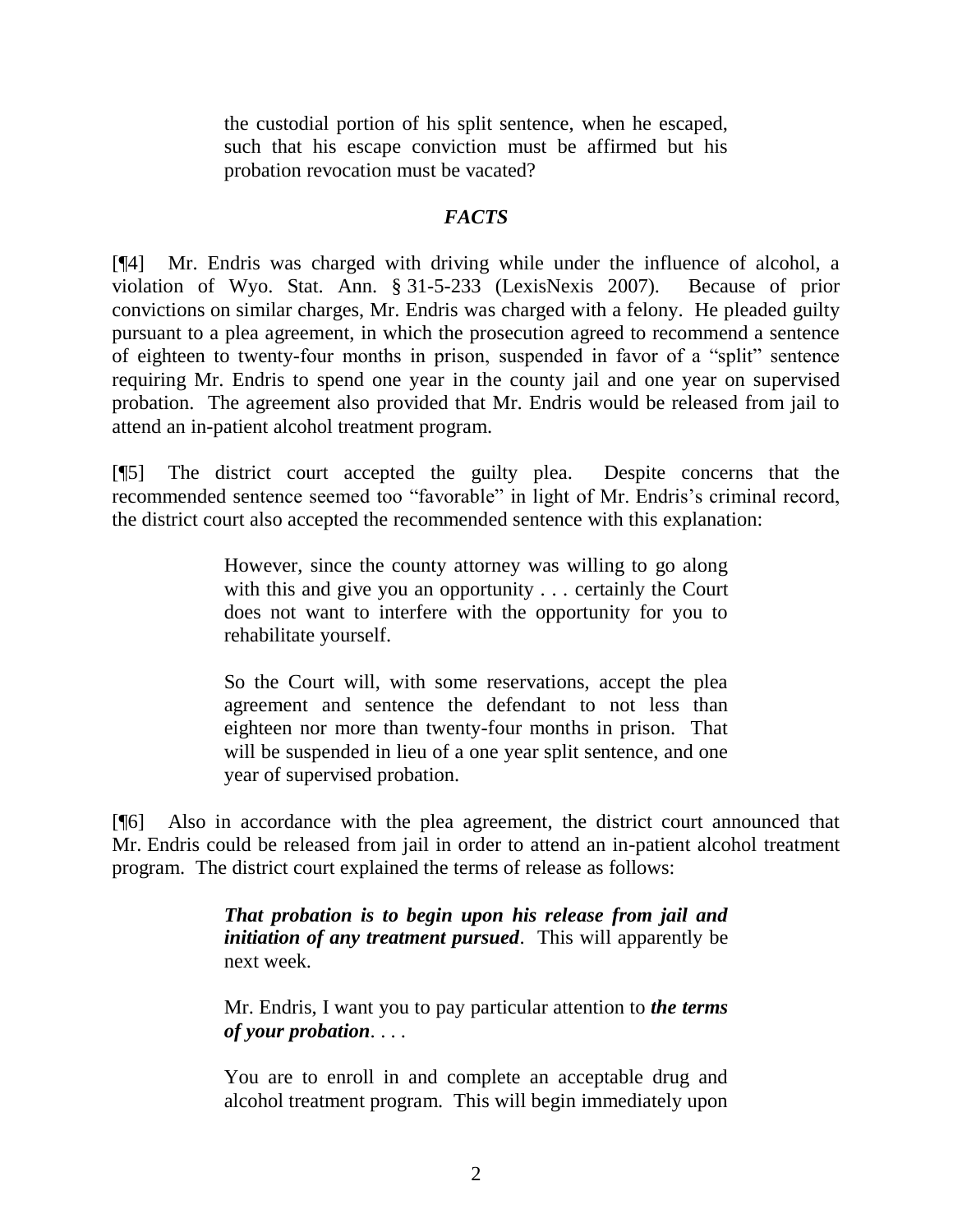the custodial portion of his split sentence, when he escaped, such that his escape conviction must be affirmed but his probation revocation must be vacated?

## *FACTS*

[¶4] Mr. Endris was charged with driving while under the influence of alcohol, a violation of Wyo. Stat. Ann. § 31-5-233 (LexisNexis 2007). Because of prior convictions on similar charges, Mr. Endris was charged with a felony. He pleaded guilty pursuant to a plea agreement, in which the prosecution agreed to recommend a sentence of eighteen to twenty-four months in prison, suspended in favor of a "split" sentence requiring Mr. Endris to spend one year in the county jail and one year on supervised probation. The agreement also provided that Mr. Endris would be released from jail to attend an in-patient alcohol treatment program.

[¶5] The district court accepted the guilty plea. Despite concerns that the recommended sentence seemed too "favorable" in light of Mr. Endris's criminal record, the district court also accepted the recommended sentence with this explanation:

> However, since the county attorney was willing to go along with this and give you an opportunity . . . certainly the Court does not want to interfere with the opportunity for you to rehabilitate yourself.
>
> So the Court will, with some reservations, accept the plea agreement and sentence the defendant to not less than eighteen nor more than twenty-four months in prison. That will be suspended in lieu of a one year split sentence, and one year of supervised probation.

[¶6] Also in accordance with the plea agreement, the district court announced that Mr. Endris could be released from jail in order to attend an in-patient alcohol treatment program. The district court explained the terms of release as follows:

> ***That probation is to begin upon his release from jail and initiation of any treatment pursued***. This will apparently be next week.
>
> Mr. Endris, I want you to pay particular attention to ***the terms of your probation***. . . .
>
> You are to enroll in and complete an acceptable drug and alcohol treatment program. This will begin immediately upon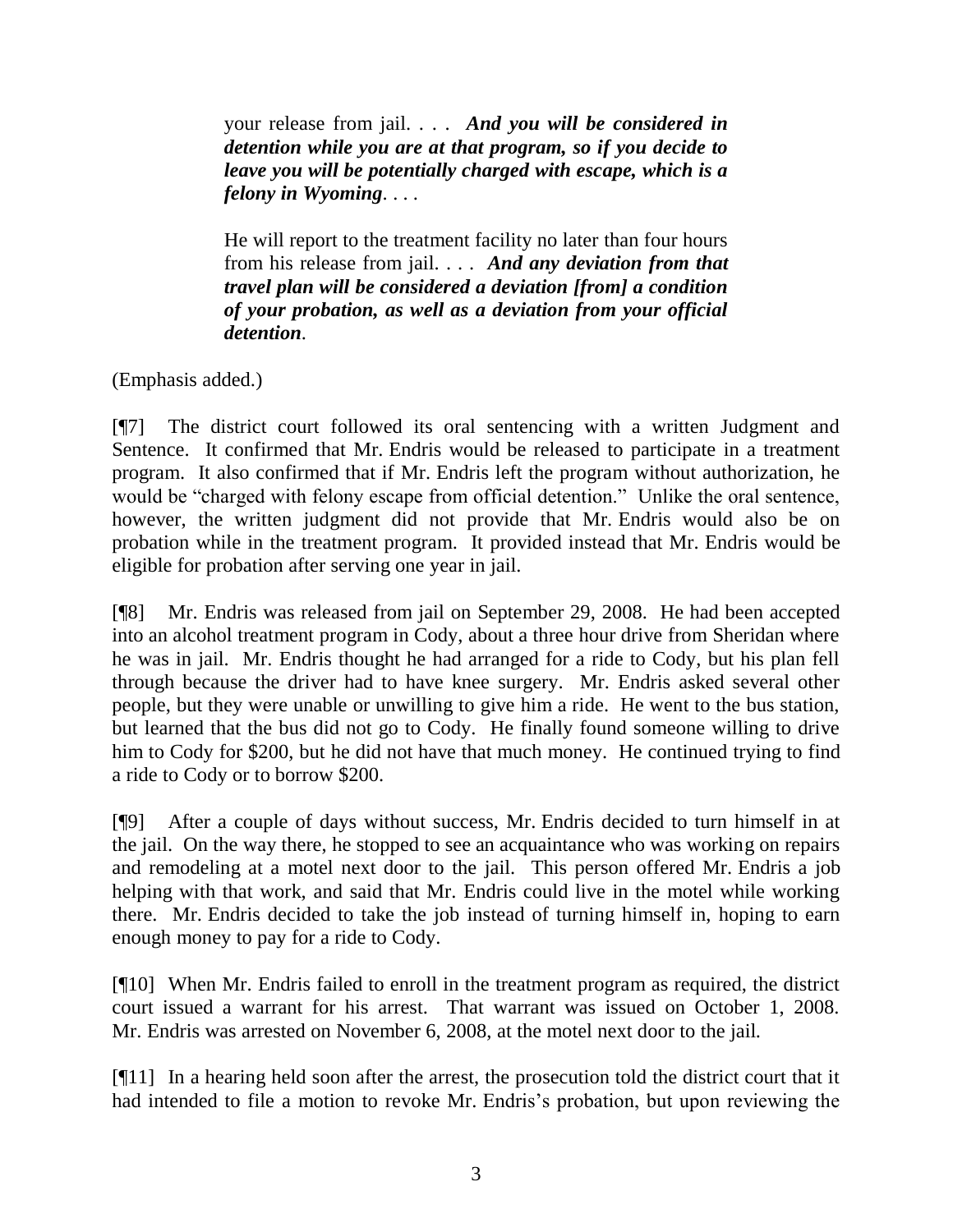> your release from jail. . . . ***And you will be considered in detention while you are at that program, so if you decide to leave you will be potentially charged with escape, which is a felony in Wyoming***. . . .
>
> He will report to the treatment facility no later than four hours from his release from jail. . . . ***And any deviation from that travel plan will be considered a deviation [from] a condition of your probation, as well as a deviation from your official detention***.

(Emphasis added.)

[¶7] The district court followed its oral sentencing with a written Judgment and Sentence. It confirmed that Mr. Endris would be released to participate in a treatment program. It also confirmed that if Mr. Endris left the program without authorization, he would be "charged with felony escape from official detention." Unlike the oral sentence, however, the written judgment did not provide that Mr. Endris would also be on probation while in the treatment program. It provided instead that Mr. Endris would be eligible for probation after serving one year in jail.

[¶8] Mr. Endris was released from jail on September 29, 2008. He had been accepted into an alcohol treatment program in Cody, about a three hour drive from Sheridan where he was in jail. Mr. Endris thought he had arranged for a ride to Cody, but his plan fell through because the driver had to have knee surgery. Mr. Endris asked several other people, but they were unable or unwilling to give him a ride. He went to the bus station, but learned that the bus did not go to Cody. He finally found someone willing to drive him to Cody for $200, but he did not have that much money. He continued trying to find a ride to Cody or to borrow $200.

[¶9] After a couple of days without success, Mr. Endris decided to turn himself in at the jail. On the way there, he stopped to see an acquaintance who was working on repairs and remodeling at a motel next door to the jail. This person offered Mr. Endris a job helping with that work, and said that Mr. Endris could live in the motel while working there. Mr. Endris decided to take the job instead of turning himself in, hoping to earn enough money to pay for a ride to Cody.

[¶10] When Mr. Endris failed to enroll in the treatment program as required, the district court issued a warrant for his arrest. That warrant was issued on October 1, 2008. Mr. Endris was arrested on November 6, 2008, at the motel next door to the jail.

[¶11] In a hearing held soon after the arrest, the prosecution told the district court that it had intended to file a motion to revoke Mr. Endris's probation, but upon reviewing the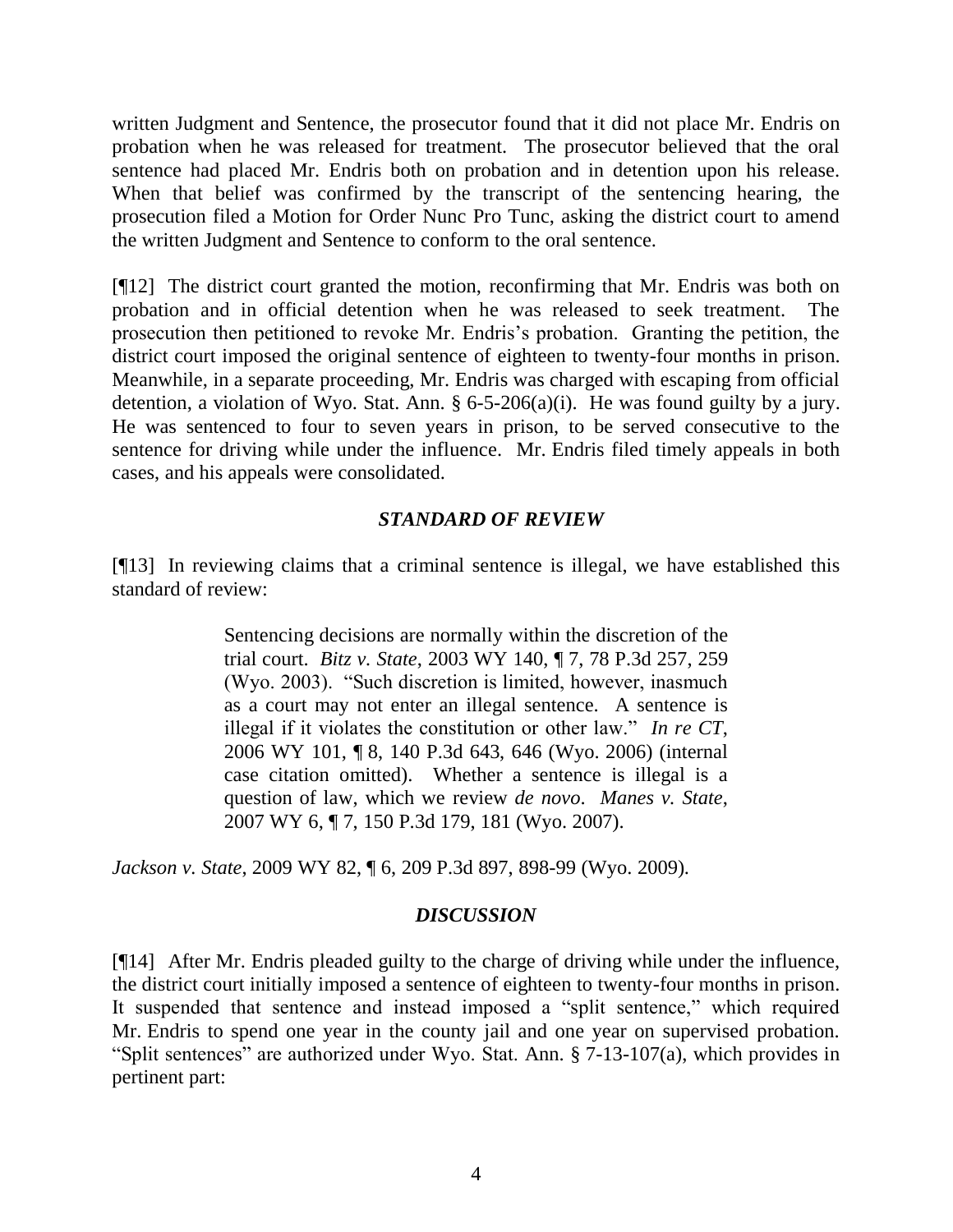written Judgment and Sentence, the prosecutor found that it did not place Mr. Endris on probation when he was released for treatment. The prosecutor believed that the oral sentence had placed Mr. Endris both on probation and in detention upon his release. When that belief was confirmed by the transcript of the sentencing hearing, the prosecution filed a Motion for Order Nunc Pro Tunc, asking the district court to amend the written Judgment and Sentence to conform to the oral sentence.

[¶12] The district court granted the motion, reconfirming that Mr. Endris was both on probation and in official detention when he was released to seek treatment. The prosecution then petitioned to revoke Mr. Endris's probation. Granting the petition, the district court imposed the original sentence of eighteen to twenty-four months in prison. Meanwhile, in a separate proceeding, Mr. Endris was charged with escaping from official detention, a violation of Wyo. Stat. Ann. § 6-5-206(a)(i). He was found guilty by a jury. He was sentenced to four to seven years in prison, to be served consecutive to the sentence for driving while under the influence. Mr. Endris filed timely appeals in both cases, and his appeals were consolidated.

### *STANDARD OF REVIEW*

[¶13] In reviewing claims that a criminal sentence is illegal, we have established this standard of review:

> Sentencing decisions are normally within the discretion of the trial court. *Bitz v. State*, 2003 WY 140, ¶ 7, 78 P.3d 257, 259 (Wyo. 2003). "Such discretion is limited, however, inasmuch as a court may not enter an illegal sentence. A sentence is illegal if it violates the constitution or other law." *In re CT*, 2006 WY 101, ¶ 8, 140 P.3d 643, 646 (Wyo. 2006) (internal case citation omitted). Whether a sentence is illegal is a question of law, which we review *de novo*. *Manes v. State*, 2007 WY 6, ¶ 7, 150 P.3d 179, 181 (Wyo. 2007).

*Jackson v. State*, 2009 WY 82, ¶ 6, 209 P.3d 897, 898-99 (Wyo. 2009).

### *DISCUSSION*

[¶14] After Mr. Endris pleaded guilty to the charge of driving while under the influence, the district court initially imposed a sentence of eighteen to twenty-four months in prison. It suspended that sentence and instead imposed a "split sentence," which required Mr. Endris to spend one year in the county jail and one year on supervised probation. "Split sentences" are authorized under Wyo. Stat. Ann. § 7-13-107(a), which provides in pertinent part: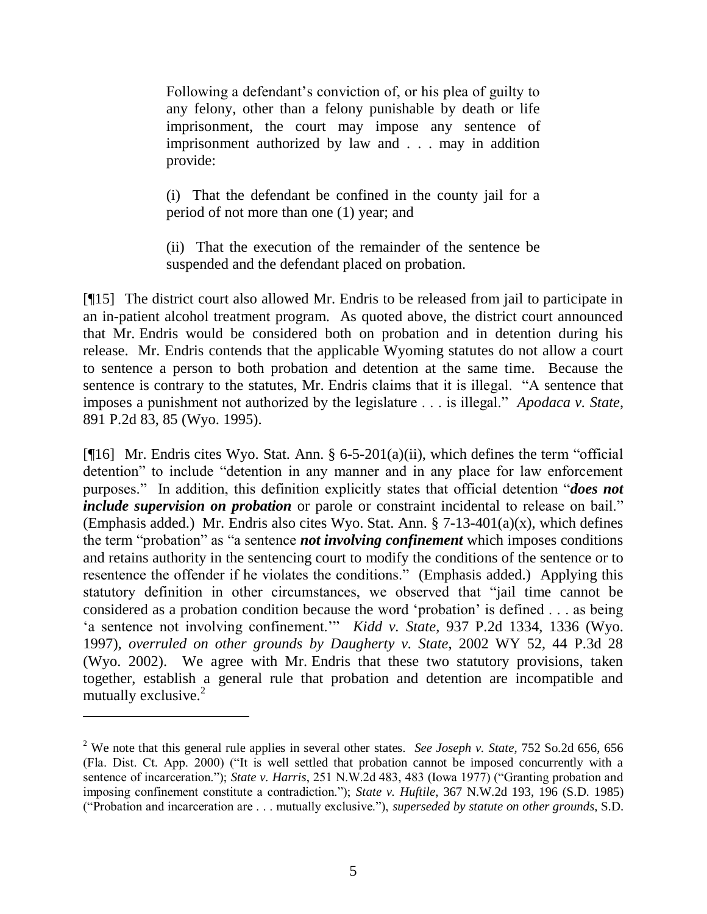> Following a defendant's conviction of, or his plea of guilty to any felony, other than a felony punishable by death or life imprisonment, the court may impose any sentence of imprisonment authorized by law and . . . may in addition provide:
>
> (i) That the defendant be confined in the county jail for a period of not more than one (1) year; and
>
> (ii) That the execution of the remainder of the sentence be suspended and the defendant placed on probation.

[¶15] The district court also allowed Mr. Endris to be released from jail to participate in an in-patient alcohol treatment program. As quoted above, the district court announced that Mr. Endris would be considered both on probation and in detention during his release. Mr. Endris contends that the applicable Wyoming statutes do not allow a court to sentence a person to both probation and detention at the same time. Because the sentence is contrary to the statutes, Mr. Endris claims that it is illegal. "A sentence that imposes a punishment not authorized by the legislature . . . is illegal." *Apodaca v. State*, 891 P.2d 83, 85 (Wyo. 1995).

[¶16] Mr. Endris cites Wyo. Stat. Ann. § 6-5-201(a)(ii), which defines the term "official detention" to include "detention in any manner and in any place for law enforcement purposes." In addition, this definition explicitly states that official detention "***does not include supervision on probation*** or parole or constraint incidental to release on bail." (Emphasis added.) Mr. Endris also cites Wyo. Stat. Ann. § 7-13-401(a)(x), which defines the term "probation" as "a sentence ***not involving confinement*** which imposes conditions and retains authority in the sentencing court to modify the conditions of the sentence or to resentence the offender if he violates the conditions." (Emphasis added.) Applying this statutory definition in other circumstances, we observed that "jail time cannot be considered as a probation condition because the word 'probation' is defined . . . as being 'a sentence not involving confinement.'" *Kidd v. State*, 937 P.2d 1334, 1336 (Wyo. 1997), *overruled on other grounds by Daugherty v. State*, 2002 WY 52, 44 P.3d 28 (Wyo. 2002). We agree with Mr. Endris that these two statutory provisions, taken together, establish a general rule that probation and detention are incompatible and mutually exclusive.[2]

---

[2] We note that this general rule applies in several other states. *See Joseph v. State*, 752 So.2d 656, 656 (Fla. Dist. Ct. App. 2000) ("It is well settled that probation cannot be imposed concurrently with a sentence of incarceration."); *State v. Harris*, 251 N.W.2d 483, 483 (Iowa 1977) ("Granting probation and imposing confinement constitute a contradiction."); *State v. Huftile*, 367 N.W.2d 193, 196 (S.D. 1985) ("Probation and incarceration are . . . mutually exclusive."), *superseded by statute on other grounds*, S.D.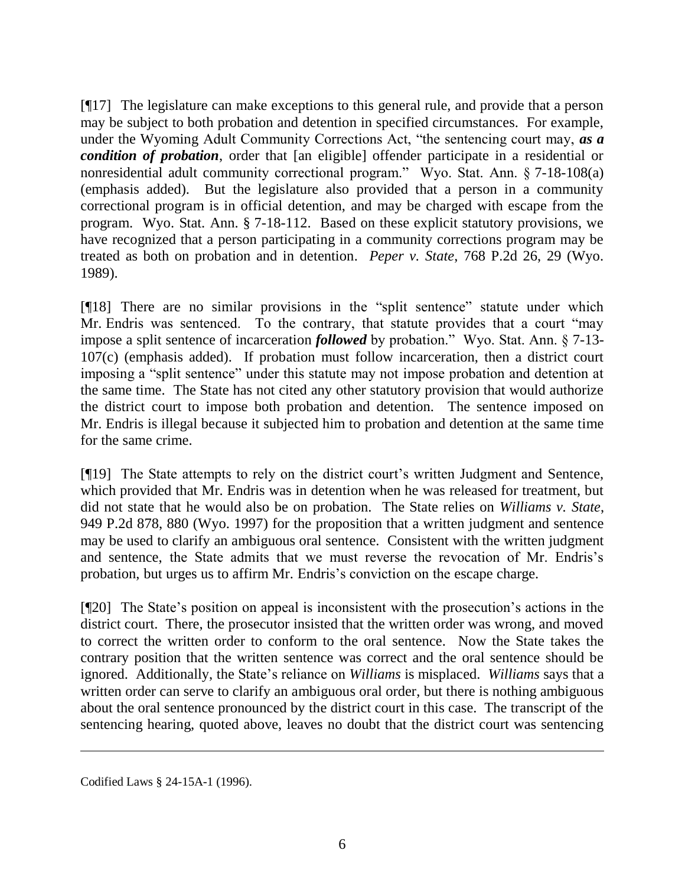[¶17] The legislature can make exceptions to this general rule, and provide that a person may be subject to both probation and detention in specified circumstances. For example, under the Wyoming Adult Community Corrections Act, "the sentencing court may, ***as a condition of probation***, order that [an eligible] offender participate in a residential or nonresidential adult community correctional program." Wyo. Stat. Ann. § 7-18-108(a) (emphasis added). But the legislature also provided that a person in a community correctional program is in official detention, and may be charged with escape from the program. Wyo. Stat. Ann. § 7-18-112. Based on these explicit statutory provisions, we have recognized that a person participating in a community corrections program may be treated as both on probation and in detention. *Peper v. State*, 768 P.2d 26, 29 (Wyo. 1989).

[¶18] There are no similar provisions in the "split sentence" statute under which Mr. Endris was sentenced. To the contrary, that statute provides that a court "may impose a split sentence of incarceration ***followed*** by probation." Wyo. Stat. Ann. § 7-13-107(c) (emphasis added). If probation must follow incarceration, then a district court imposing a "split sentence" under this statute may not impose probation and detention at the same time. The State has not cited any other statutory provision that would authorize the district court to impose both probation and detention. The sentence imposed on Mr. Endris is illegal because it subjected him to probation and detention at the same time for the same crime.

[¶19] The State attempts to rely on the district court's written Judgment and Sentence, which provided that Mr. Endris was in detention when he was released for treatment, but did not state that he would also be on probation. The State relies on *Williams v. State*, 949 P.2d 878, 880 (Wyo. 1997) for the proposition that a written judgment and sentence may be used to clarify an ambiguous oral sentence. Consistent with the written judgment and sentence, the State admits that we must reverse the revocation of Mr. Endris's probation, but urges us to affirm Mr. Endris's conviction on the escape charge.

[¶20] The State's position on appeal is inconsistent with the prosecution's actions in the district court. There, the prosecutor insisted that the written order was wrong, and moved to correct the written order to conform to the oral sentence. Now the State takes the contrary position that the written sentence was correct and the oral sentence should be ignored. Additionally, the State's reliance on *Williams* is misplaced. *Williams* says that a written order can serve to clarify an ambiguous oral order, but there is nothing ambiguous about the oral sentence pronounced by the district court in this case. The transcript of the sentencing hearing, quoted above, leaves no doubt that the district court was sentencing

---

Codified Laws § 24-15A-1 (1996).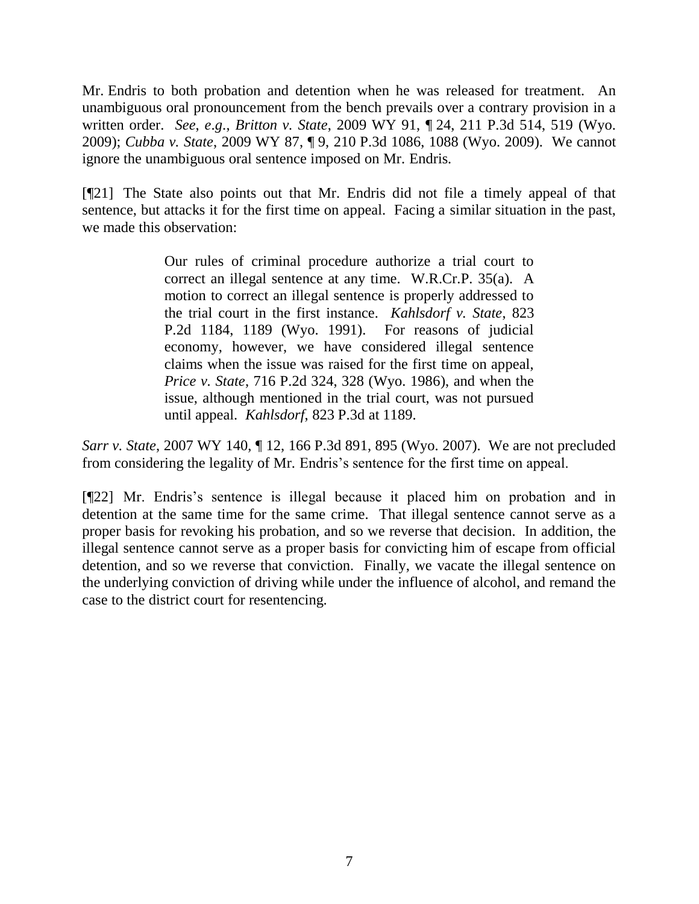Mr. Endris to both probation and detention when he was released for treatment. An unambiguous oral pronouncement from the bench prevails over a contrary provision in a written order. *See*, *e.g.*, *Britton v. State*, 2009 WY 91, ¶ 24, 211 P.3d 514, 519 (Wyo. 2009); *Cubba v. State*, 2009 WY 87, ¶ 9, 210 P.3d 1086, 1088 (Wyo. 2009). We cannot ignore the unambiguous oral sentence imposed on Mr. Endris.

[¶21] The State also points out that Mr. Endris did not file a timely appeal of that sentence, but attacks it for the first time on appeal. Facing a similar situation in the past, we made this observation:

> Our rules of criminal procedure authorize a trial court to correct an illegal sentence at any time. W.R.Cr.P. 35(a). A motion to correct an illegal sentence is properly addressed to the trial court in the first instance. *Kahlsdorf v. State*, 823 P.2d 1184, 1189 (Wyo. 1991). For reasons of judicial economy, however, we have considered illegal sentence claims when the issue was raised for the first time on appeal, *Price v. State*, 716 P.2d 324, 328 (Wyo. 1986), and when the issue, although mentioned in the trial court, was not pursued until appeal. *Kahlsdorf*, 823 P.3d at 1189.

*Sarr v. State*, 2007 WY 140, ¶ 12, 166 P.3d 891, 895 (Wyo. 2007). We are not precluded from considering the legality of Mr. Endris's sentence for the first time on appeal.

[¶22] Mr. Endris's sentence is illegal because it placed him on probation and in detention at the same time for the same crime. That illegal sentence cannot serve as a proper basis for revoking his probation, and so we reverse that decision. In addition, the illegal sentence cannot serve as a proper basis for convicting him of escape from official detention, and so we reverse that conviction. Finally, we vacate the illegal sentence on the underlying conviction of driving while under the influence of alcohol, and remand the case to the district court for resentencing.